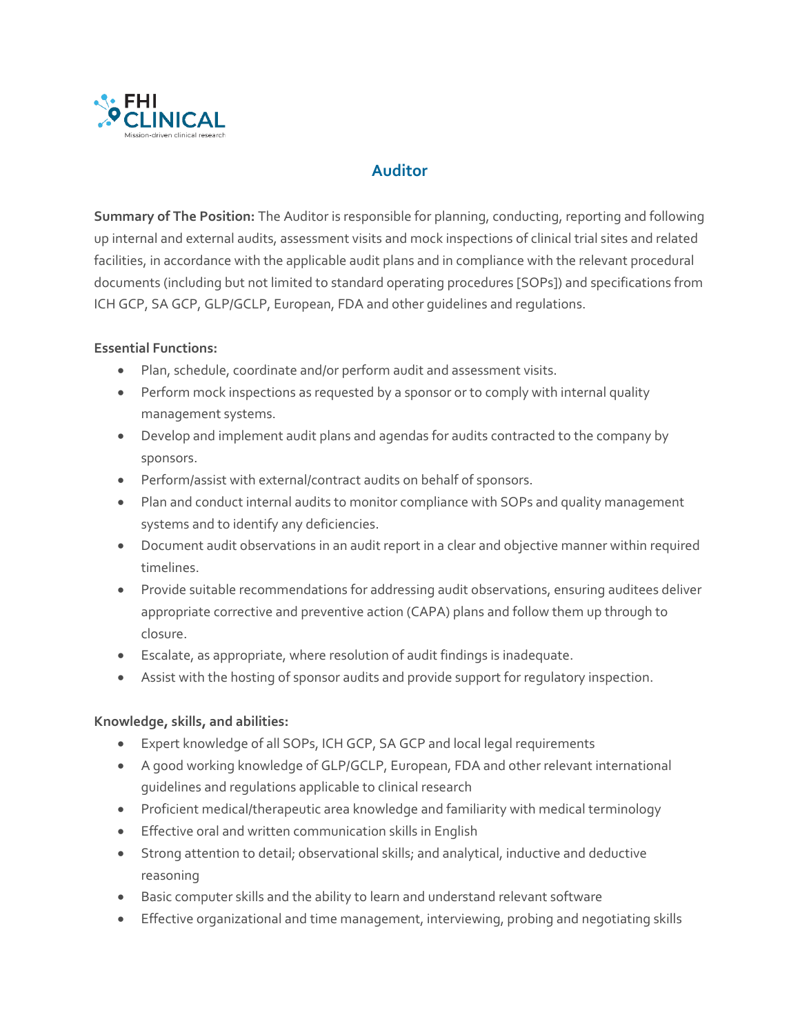# Auditor

**Summary of The Position:** The Auditor is responsible for planning, conducting, reporting and following up internal and external audits, assessment visits and mock inspections of clinical trial sites and related facilities, in accordance with the applicable audit plans and in compliance with the relevant procedural documents (including but not limited to standard operating procedures [SOPs]) and specifications from ICH GCP, SA GCP, GLP/GCLP, European, FDA and other guidelines and regulations.

**Essential Functions:**

- Plan, schedule, coordinate and/or perform audit and assessment visits.
- Perform mock inspections as requested by a sponsor or to comply with internal quality management systems.
- Develop and implement audit plans and agendas for audits contracted to the company by sponsors.
- Perform/assist with external/contract audits on behalf of sponsors.
- Plan and conduct internal audits to monitor compliance with SOPs and quality management systems and to identify any deficiencies.
- Document audit observations in an audit report in a clear and objective manner within required timelines.
- Provide suitable recommendations for addressing audit observations, ensuring auditees deliver appropriate corrective and preventive action (CAPA) plans and follow them up through to closure.
- Escalate, as appropriate, where resolution of audit findings is inadequate.
- Assist with the hosting of sponsor audits and provide support for regulatory inspection.

**Knowledge, skills, and abilities:**

- Expert knowledge of all SOPs, ICH GCP, SA GCP and local legal requirements
- A good working knowledge of GLP/GCLP, European, FDA and other relevant international guidelines and regulations applicable to clinical research
- Proficient medical/therapeutic area knowledge and familiarity with medical terminology
- Effective oral and written communication skills in English
- Strong attention to detail; observational skills; and analytical, inductive and deductive reasoning
- Basic computer skills and the ability to learn and understand relevant software
- Effective organizational and time management, interviewing, probing and negotiating skills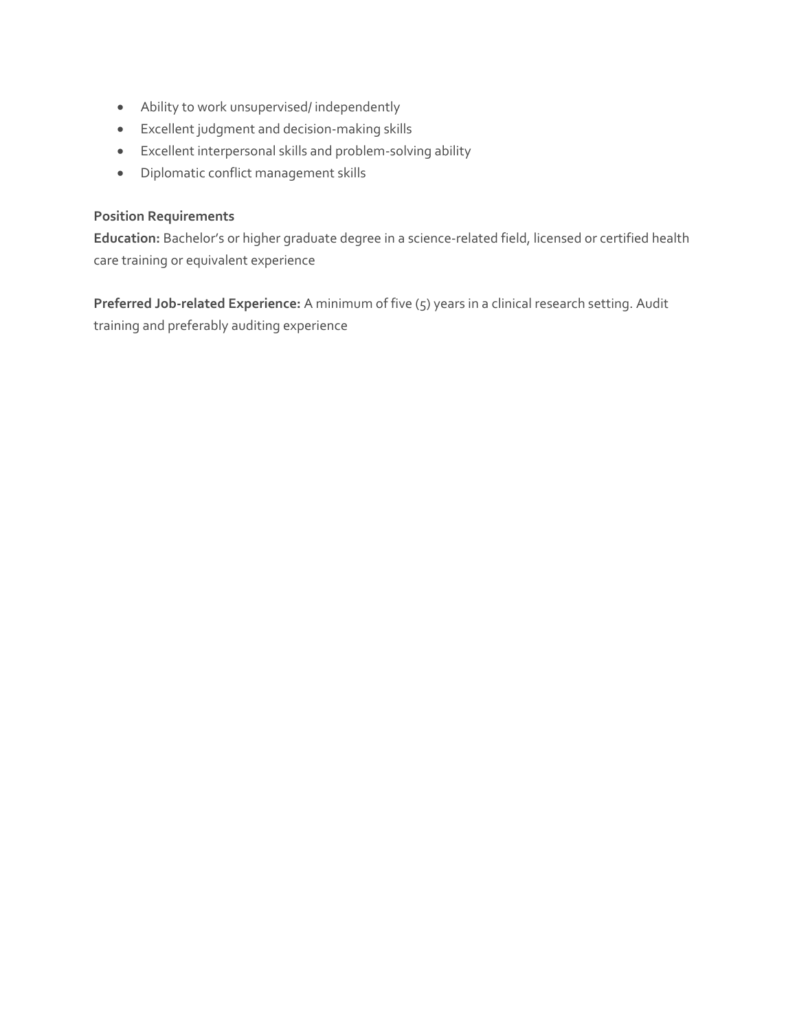- Ability to work unsupervised/ independently
- Excellent judgment and decision-making skills
- Excellent interpersonal skills and problem-solving ability
- Diplomatic conflict management skills

**Position Requirements**

**Education:** Bachelor's or higher graduate degree in a science-related field, licensed or certified health care training or equivalent experience

**Preferred Job-related Experience:** A minimum of five (5) years in a clinical research setting. Audit training and preferably auditing experience